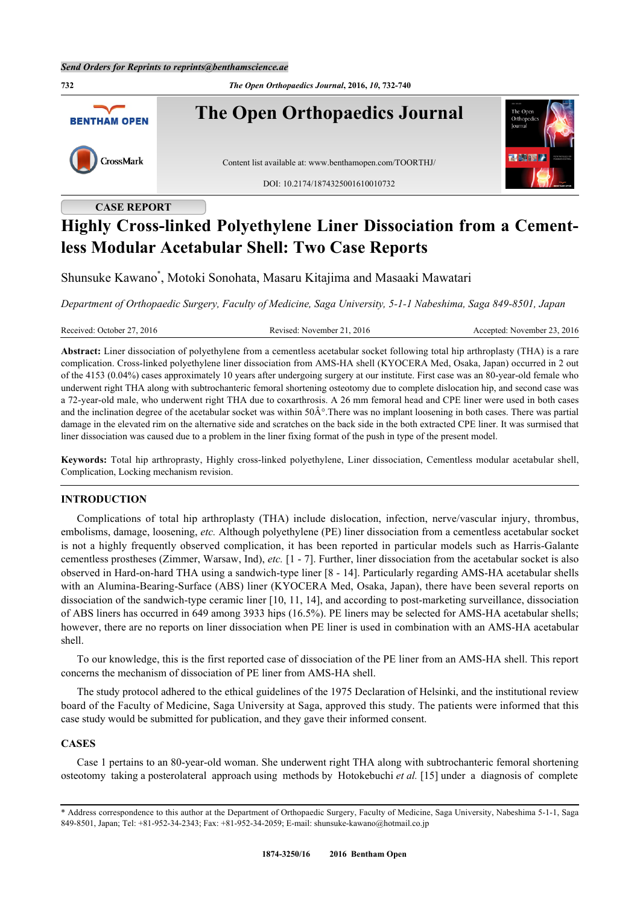Send Orders for Reprints to reprints@benthamscience.ae

**CASE REPORT**

# Highly Cross-linked Polyethylene Liner Dissociation from a Cementless Modular Acetabular Shell: Two Case Reports

Shunsuke Kawano*, Motoki Sonohata, Masaru Kitajima and Masaaki Mawatari

*Department of Orthopaedic Surgery, Faculty of Medicine, Saga University, 5-1-1 Nabeshima, Saga 849-8501, Japan*

Received: October 27, 2016 | Revised: November 21, 2016 | Accepted: November 23, 2016

**Abstract:** Liner dissociation of polyethylene from a cementless acetabular socket following total hip arthroplasty (THA) is a rare complication. Cross-linked polyethylene liner dissociation from AMS-HA shell (KYOCERA Med, Osaka, Japan) occurred in 2 out of the 4153 (0.04%) cases approximately 10 years after undergoing surgery at our institute. First case was an 80-year-old female who underwent right THA along with subtrochanteric femoral shortening osteotomy due to complete dislocation hip, and second case was a 72-year-old male, who underwent right THA due to coxarthrosis. A 26 mm femoral head and CPE liner were used in both cases and the inclination degree of the acetabular socket was within 50Â°.There was no implant loosening in both cases. There was partial damage in the elevated rim on the alternative side and scratches on the back side in the both extracted CPE liner. It was surmised that liner dissociation was caused due to a problem in the liner fixing format of the push in type of the present model.

**Keywords:** Total hip arthroprasty, Highly cross-linked polyethylene, Liner dissociation, Cementless modular acetabular shell, Complication, Locking mechanism revision.

## INTRODUCTION

Complications of total hip arthroplasty (THA) include dislocation, infection, nerve/vascular injury, thrombus, embolisms, damage, loosening, *etc.* Although polyethylene (PE) liner dissociation from a cementless acetabular socket is not a highly frequently observed complication, it has been reported in particular models such as Harris-Galante cementless prostheses (Zimmer, Warsaw, Ind), *etc.* [1 - 7]. Further, liner dissociation from the acetabular socket is also observed in Hard-on-hard THA using a sandwich-type liner [8 - 14]. Particularly regarding AMS-HA acetabular shells with an Alumina-Bearing-Surface (ABS) liner (KYOCERA Med, Osaka, Japan), there have been several reports on dissociation of the sandwich-type ceramic liner [10, 11, 14], and according to post-marketing surveillance, dissociation of ABS liners has occurred in 649 among 3933 hips (16.5%). PE liners may be selected for AMS-HA acetabular shells; however, there are no reports on liner dissociation when PE liner is used in combination with an AMS-HA acetabular shell.

To our knowledge, this is the first reported case of dissociation of the PE liner from an AMS-HA shell. This report concerns the mechanism of dissociation of PE liner from AMS-HA shell.

The study protocol adhered to the ethical guidelines of the 1975 Declaration of Helsinki, and the institutional review board of the Faculty of Medicine, Saga University at Saga, approved this study. The patients were informed that this case study would be submitted for publication, and they gave their informed consent.

## CASES

Case 1 pertains to an 80-year-old woman. She underwent right THA along with subtrochanteric femoral shortening osteotomy taking a posterolateral approach using methods by Hotokebuchi *et al.* [15] under a diagnosis of complete

\* Address correspondence to this author at the Department of Orthopaedic Surgery, Faculty of Medicine, Saga University, Nabeshima 5-1-1, Saga 849-8501, Japan; Tel: +81-952-34-2343; Fax: +81-952-34-2059; E-mail: shunsuke-kawano@hotmail.co.jp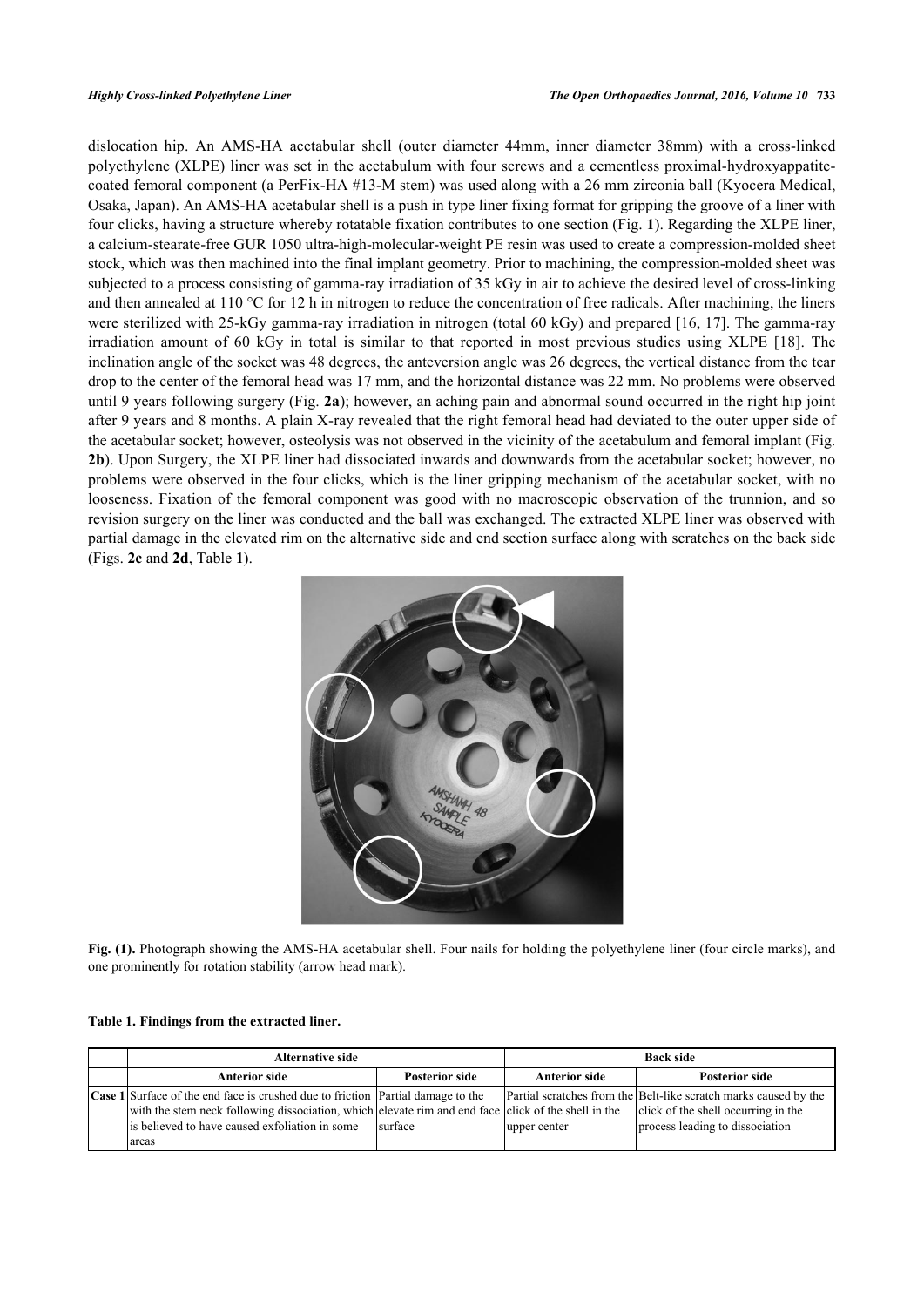dislocation hip. An AMS-HA acetabular shell (outer diameter 44mm, inner diameter 38mm) with a cross-linked polyethylene (XLPE) liner was set in the acetabulum with four screws and a cementless proximal-hydroxyappatite-coated femoral component (a PerFix-HA #13-M stem) was used along with a 26 mm zirconia ball (Kyocera Medical, Osaka, Japan). An AMS-HA acetabular shell is a push in type liner fixing format for gripping the groove of a liner with four clicks, having a structure whereby rotatable fixation contributes to one section (Fig. **1**). Regarding the XLPE liner, a calcium-stearate-free GUR 1050 ultra-high-molecular-weight PE resin was used to create a compression-molded sheet stock, which was then machined into the final implant geometry. Prior to machining, the compression-molded sheet was subjected to a process consisting of gamma-ray irradiation of 35 kGy in air to achieve the desired level of cross-linking and then annealed at 110 °C for 12 h in nitrogen to reduce the concentration of free radicals. After machining, the liners were sterilized with 25-kGy gamma-ray irradiation in nitrogen (total 60 kGy) and prepared [16, 17]. The gamma-ray irradiation amount of 60 kGy in total is similar to that reported in most previous studies using XLPE [18]. The inclination angle of the socket was 48 degrees, the anteversion angle was 26 degrees, the vertical distance from the tear drop to the center of the femoral head was 17 mm, and the horizontal distance was 22 mm. No problems were observed until 9 years following surgery (Fig. **2a**); however, an aching pain and abnormal sound occurred in the right hip joint after 9 years and 8 months. A plain X-ray revealed that the right femoral head had deviated to the outer upper side of the acetabular socket; however, osteolysis was not observed in the vicinity of the acetabulum and femoral implant (Fig. **2b**). Upon Surgery, the XLPE liner had dissociated inwards and downwards from the acetabular socket; however, no problems were observed in the four clicks, which is the liner gripping mechanism of the acetabular socket, with no looseness. Fixation of the femoral component was good with no macroscopic observation of the trunnion, and so revision surgery on the liner was conducted and the ball was exchanged. The extracted XLPE liner was observed with partial damage in the elevated rim on the alternative side and end section surface along with scratches on the back side (Figs. **2c** and **2d**, Table **1**).

**Fig. (1).** Photograph showing the AMS-HA acetabular shell. Four nails for holding the polyethylene liner (four circle marks), and one prominently for rotation stability (arrow head mark).

**Table 1. Findings from the extracted liner.**

| | Alternative side | | Back side | |
|---|---|---|---|---|
| | **Anterior side** | **Posterior side** | **Anterior side** | **Posterior side** |
| **Case 1** | Surface of the end face is crushed due to friction with the stem neck following dissociation, which is believed to have caused exfoliation in some areas | Partial damage to the elevate rim and end face surface | Partial scratches from the click of the shell in the upper center | Belt-like scratch marks caused by the click of the shell occurring in the process leading to dissociation |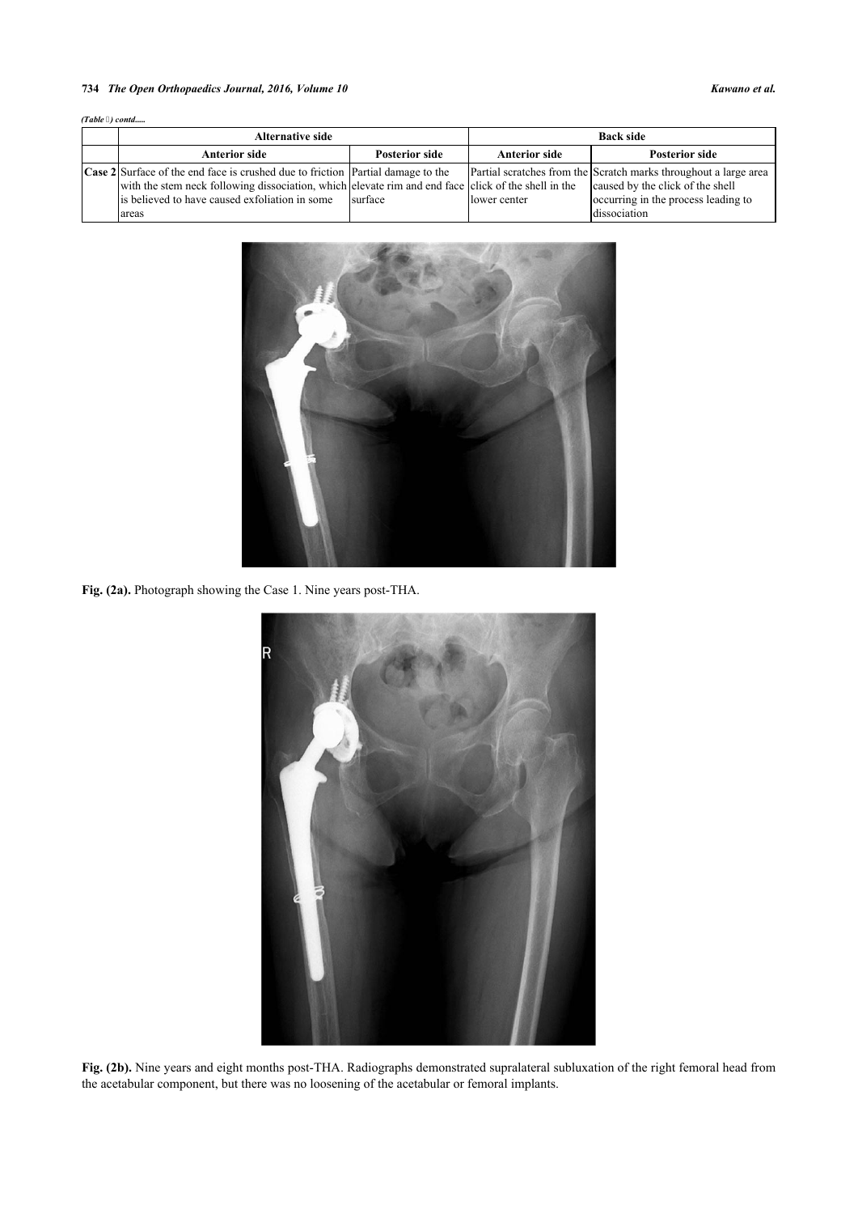*(Table ) contd.....*

| | Alternative side | | Back side | |
|---|---|---|---|---|
| | **Anterior side** | **Posterior side** | **Anterior side** | **Posterior side** |
| **Case 2** | Surface of the end face is crushed due to friction with the stem neck following dissociation, which is believed to have caused exfoliation in some areas | Partial damage to the elevate rim and end face surface | Partial scratches from the click of the shell in the lower center | Scratch marks throughout a large area caused by the click of the shell occurring in the process leading to dissociation |

**Fig. (2a).** Photograph showing the Case 1. Nine years post-THA.

**Fig. (2b).** Nine years and eight months post-THA. Radiographs demonstrated supralateral subluxation of the right femoral head from the acetabular component, but there was no loosening of the acetabular or femoral implants.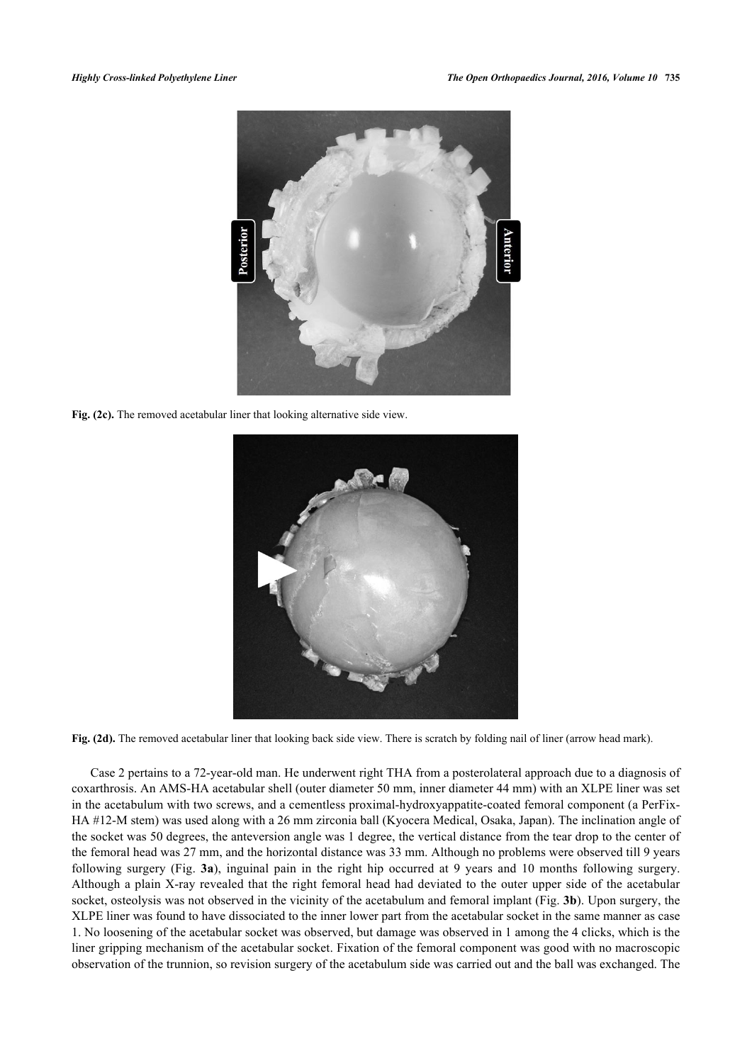**Fig. (2c).** The removed acetabular liner that looking alternative side view.

**Fig. (2d).** The removed acetabular liner that looking back side view. There is scratch by folding nail of liner (arrow head mark).

Case 2 pertains to a 72-year-old man. He underwent right THA from a posterolateral approach due to a diagnosis of coxarthrosis. An AMS-HA acetabular shell (outer diameter 50 mm, inner diameter 44 mm) with an XLPE liner was set in the acetabulum with two screws, and a cementless proximal-hydroxyapatite-coated femoral component (a PerFix-HA #12-M stem) was used along with a 26 mm zirconia ball (Kyocera Medical, Osaka, Japan). The inclination angle of the socket was 50 degrees, the anteversion angle was 1 degree, the vertical distance from the tear drop to the center of the femoral head was 27 mm, and the horizontal distance was 33 mm. Although no problems were observed till 9 years following surgery (Fig. **3a**), inguinal pain in the right hip occurred at 9 years and 10 months following surgery. Although a plain X-ray revealed that the right femoral head had deviated to the outer upper side of the acetabular socket, osteolysis was not observed in the vicinity of the acetabulum and femoral implant (Fig. **3b**). Upon surgery, the XLPE liner was found to have dissociated to the inner lower part from the acetabular socket in the same manner as case 1. No loosening of the acetabular socket was observed, but damage was observed in 1 among the 4 clicks, which is the liner gripping mechanism of the acetabular socket. Fixation of the femoral component was good with no macroscopic observation of the trunnion, so revision surgery of the acetabulum side was carried out and the ball was exchanged. The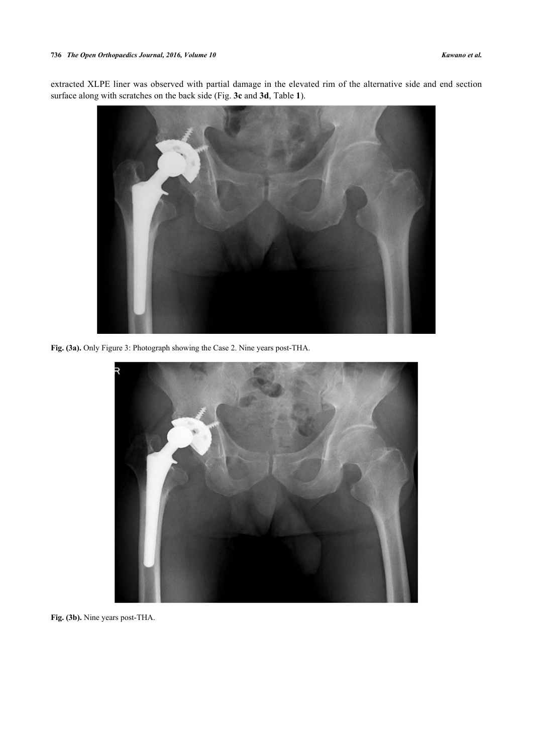extracted XLPE liner was observed with partial damage in the elevated rim of the alternative side and end section surface along with scratches on the back side (Fig. **3c** and **3d**, Table **1**).

**Fig. (3a).** Only Figure 3: Photograph showing the Case 2. Nine years post-THA.

**Fig. (3b).** Nine years post-THA.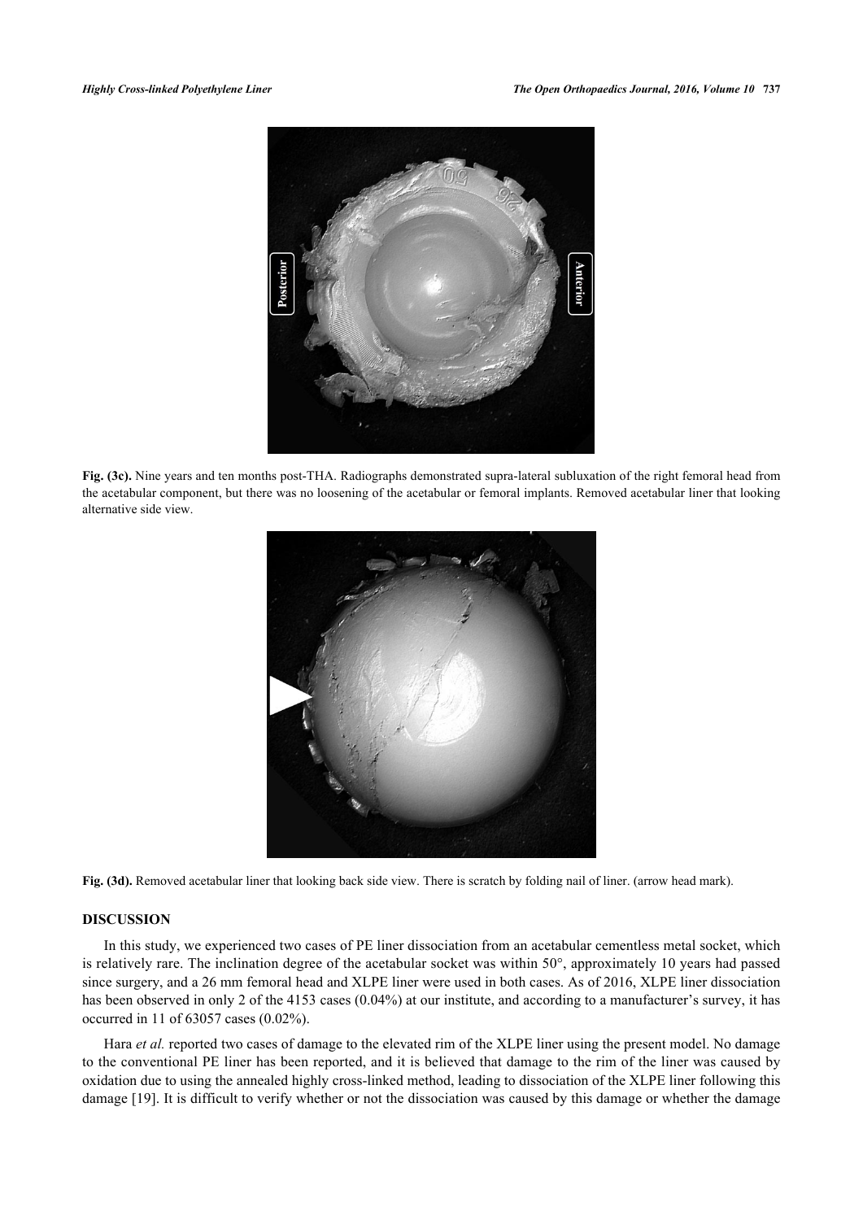Fig. (3c). Nine years and ten months post-THA. Radiographs demonstrated supra-lateral subluxation of the right femoral head from the acetabular component, but there was no loosening of the acetabular or femoral implants. Removed acetabular liner that looking alternative side view.

Fig. (3d). Removed acetabular liner that looking back side view. There is scratch by folding nail of liner. (arrow head mark).

## DISCUSSION

In this study, we experienced two cases of PE liner dissociation from an acetabular cementless metal socket, which is relatively rare. The inclination degree of the acetabular socket was within 50°, approximately 10 years had passed since surgery, and a 26 mm femoral head and XLPE liner were used in both cases. As of 2016, XLPE liner dissociation has been observed in only 2 of the 4153 cases (0.04%) at our institute, and according to a manufacturer's survey, it has occurred in 11 of 63057 cases (0.02%).

Hara *et al.* reported two cases of damage to the elevated rim of the XLPE liner using the present model. No damage to the conventional PE liner has been reported, and it is believed that damage to the rim of the liner was caused by oxidation due to using the annealed highly cross-linked method, leading to dissociation of the XLPE liner following this damage [19]. It is difficult to verify whether or not the dissociation was caused by this damage or whether the damage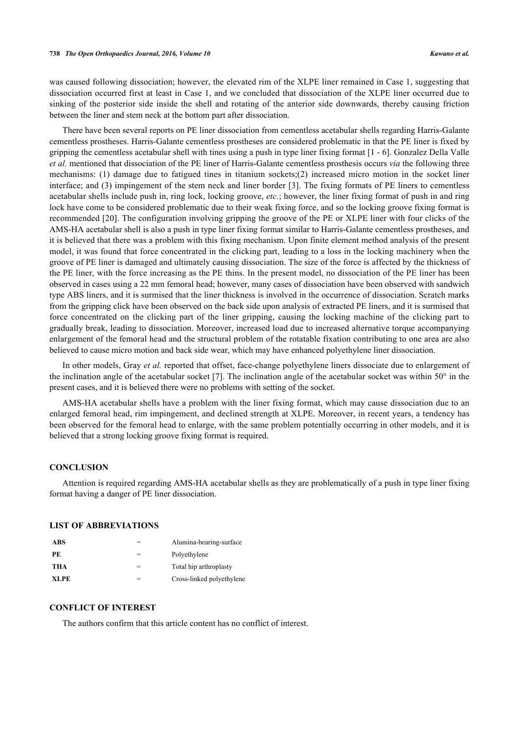was caused following dissociation; however, the elevated rim of the XLPE liner remained in Case 1, suggesting that dissociation occurred first at least in Case 1, and we concluded that dissociation of the XLPE liner occurred due to sinking of the posterior side inside the shell and rotating of the anterior side downwards, thereby causing friction between the liner and stem neck at the bottom part after dissociation.

There have been several reports on PE liner dissociation from cementless acetabular shells regarding Harris-Galante cementless prostheses. Harris-Galante cementless prostheses are considered problematic in that the PE liner is fixed by gripping the cementless acetabular shell with tines using a push in type liner fixing format [1 - 6]. Gonzalez Della Valle *et al.* mentioned that dissociation of the PE liner of Harris-Galante cementless prosthesis occurs *via* the following three mechanisms: (1) damage due to fatigued tines in titanium sockets;(2) increased micro motion in the socket liner interface; and (3) impingement of the stem neck and liner border [3]. The fixing formats of PE liners to cementless acetabular shells include push in, ring lock, locking groove, *etc.*; however, the liner fixing format of push in and ring lock have come to be considered problematic due to their weak fixing force, and so the locking groove fixing format is recommended [20]. The configuration involving gripping the groove of the PE or XLPE liner with four clicks of the AMS-HA acetabular shell is also a push in type liner fixing format similar to Harris-Galante cementless prostheses, and it is believed that there was a problem with this fixing mechanism. Upon finite element method analysis of the present model, it was found that force concentrated in the clicking part, leading to a loss in the locking machinery when the groove of PE liner is damaged and ultimately causing dissociation. The size of the force is affected by the thickness of the PE liner, with the force increasing as the PE thins. In the present model, no dissociation of the PE liner has been observed in cases using a 22 mm femoral head; however, many cases of dissociation have been observed with sandwich type ABS liners, and it is surmised that the liner thickness is involved in the occurrence of dissociation. Scratch marks from the gripping click have been observed on the back side upon analysis of extracted PE liners, and it is surmised that force concentrated on the clicking part of the liner gripping, causing the locking machine of the clicking part to gradually break, leading to dissociation. Moreover, increased load due to increased alternative torque accompanying enlargement of the femoral head and the structural problem of the rotatable fixation contributing to one area are also believed to cause micro motion and back side wear, which may have enhanced polyethylene liner dissociation.

In other models, Gray *et al.* reported that offset, face-change polyethylene liners dissociate due to enlargement of the inclination angle of the acetabular socket [7]. The inclination angle of the acetabular socket was within 50° in the present cases, and it is believed there were no problems with setting of the socket.

AMS-HA acetabular shells have a problem with the liner fixing format, which may cause dissociation due to an enlarged femoral head, rim impingement, and declined strength at XLPE. Moreover, in recent years, a tendency has been observed for the femoral head to enlarge, with the same problem potentially occurring in other models, and it is believed that a strong locking groove fixing format is required.

## CONCLUSION

Attention is required regarding AMS-HA acetabular shells as they are problematically of a push in type liner fixing format having a danger of PE liner dissociation.

## LIST OF ABBREVIATIONS

| | | |
|---|---|---|
| **ABS** | = | Alumina-bearing-surface |
| **PE** | = | Polyethylene |
| **THA** | = | Total hip arthroplasty |
| **XLPE** | = | Cross-linked polyethylene |

## CONFLICT OF INTEREST

The authors confirm that this article content has no conflict of interest.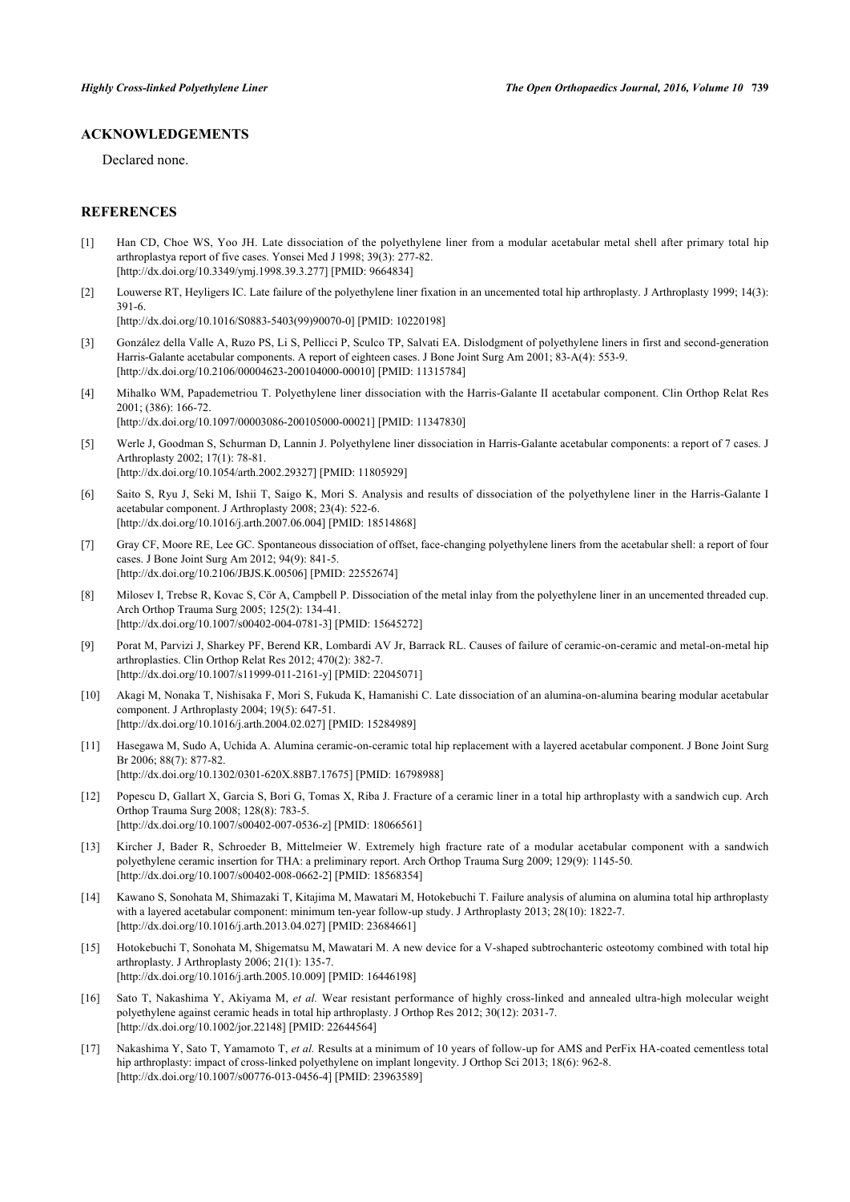## ACKNOWLEDGEMENTS

Declared none.

## REFERENCES

[1] Han CD, Choe WS, Yoo JH. Late dissociation of the polyethylene liner from a modular acetabular metal shell after primary total hip arthroplastya report of five cases. Yonsei Med J 1998; 39(3): 277-82. [http://dx.doi.org/10.3349/ymj.1998.39.3.277] [PMID: 9664834]

[2] Louwerse RT, Heyligers IC. Late failure of the polyethylene liner fixation in an uncemented total hip arthroplasty. J Arthroplasty 1999; 14(3): 391-6. [http://dx.doi.org/10.1016/S0883-5403(99)90070-0] [PMID: 10220198]

[3] González della Valle A, Ruzo PS, Li S, Pellicci P, Sculco TP, Salvati EA. Dislodgment of polyethylene liners in first and second-generation Harris-Galante acetabular components. A report of eighteen cases. J Bone Joint Surg Am 2001; 83-A(4): 553-9. [http://dx.doi.org/10.2106/00004623-200104000-00010] [PMID: 11315784]

[4] Mihalko WM, Papademetriou T. Polyethylene liner dissociation with the Harris-Galante II acetabular component. Clin Orthop Relat Res 2001; (386): 166-72. [http://dx.doi.org/10.1097/00003086-200105000-00021] [PMID: 11347830]

[5] Werle J, Goodman S, Schurman D, Lannin J. Polyethylene liner dissociation in Harris-Galante acetabular components: a report of 7 cases. J Arthroplasty 2002; 17(1): 78-81. [http://dx.doi.org/10.1054/arth.2002.29327] [PMID: 11805929]

[6] Saito S, Ryu J, Seki M, Ishii T, Saigo K, Mori S. Analysis and results of dissociation of the polyethylene liner in the Harris-Galante I acetabular component. J Arthroplasty 2008; 23(4): 522-6. [http://dx.doi.org/10.1016/j.arth.2007.06.004] [PMID: 18514868]

[7] Gray CF, Moore RE, Lee GC. Spontaneous dissociation of offset, face-changing polyethylene liners from the acetabular shell: a report of four cases. J Bone Joint Surg Am 2012; 94(9): 841-5. [http://dx.doi.org/10.2106/JBJS.K.00506] [PMID: 22552674]

[8] Milosev I, Trebse R, Kovac S, Cör A, Campbell P. Dissociation of the metal inlay from the polyethylene liner in an uncemented threaded cup. Arch Orthop Trauma Surg 2005; 125(2): 134-41. [http://dx.doi.org/10.1007/s00402-004-0781-3] [PMID: 15645272]

[9] Porat M, Parvizi J, Sharkey PF, Berend KR, Lombardi AV Jr, Barrack RL. Causes of failure of ceramic-on-ceramic and metal-on-metal hip arthroplasties. Clin Orthop Relat Res 2012; 470(2): 382-7. [http://dx.doi.org/10.1007/s11999-011-2161-y] [PMID: 22045071]

[10] Akagi M, Nonaka T, Nishisaka F, Mori S, Fukuda K, Hamanishi C. Late dissociation of an alumina-on-alumina bearing modular acetabular component. J Arthroplasty 2004; 19(5): 647-51. [http://dx.doi.org/10.1016/j.arth.2004.02.027] [PMID: 15284989]

[11] Hasegawa M, Sudo A, Uchida A. Alumina ceramic-on-ceramic total hip replacement with a layered acetabular component. J Bone Joint Surg Br 2006; 88(7): 877-82. [http://dx.doi.org/10.1302/0301-620X.88B7.17675] [PMID: 16798988]

[12] Popescu D, Gallart X, Garcia S, Bori G, Tomas X, Riba J. Fracture of a ceramic liner in a total hip arthroplasty with a sandwich cup. Arch Orthop Trauma Surg 2008; 128(8): 783-5. [http://dx.doi.org/10.1007/s00402-007-0536-z] [PMID: 18066561]

[13] Kircher J, Bader R, Schroeder B, Mittelmeier W. Extremely high fracture rate of a modular acetabular component with a sandwich polyethylene ceramic insertion for THA: a preliminary report. Arch Orthop Trauma Surg 2009; 129(9): 1145-50. [http://dx.doi.org/10.1007/s00402-008-0662-2] [PMID: 18568354]

[14] Kawano S, Sonohata M, Shimazaki T, Kitajima M, Mawatari M, Hotokebuchi T. Failure analysis of alumina on alumina total hip arthroplasty with a layered acetabular component: minimum ten-year follow-up study. J Arthroplasty 2013; 28(10): 1822-7. [http://dx.doi.org/10.1016/j.arth.2013.04.027] [PMID: 23684661]

[15] Hotokebuchi T, Sonohata M, Shigematsu M, Mawatari M. A new device for a V-shaped subtrochanteric osteotomy combined with total hip arthroplasty. J Arthroplasty 2006; 21(1): 135-7. [http://dx.doi.org/10.1016/j.arth.2005.10.009] [PMID: 16446198]

[16] Sato T, Nakashima Y, Akiyama M, *et al.* Wear resistant performance of highly cross-linked and annealed ultra-high molecular weight polyethylene against ceramic heads in total hip arthroplasty. J Orthop Res 2012; 30(12): 2031-7. [http://dx.doi.org/10.1002/jor.22148] [PMID: 22644564]

[17] Nakashima Y, Sato T, Yamamoto T, *et al.* Results at a minimum of 10 years of follow-up for AMS and PerFix HA-coated cementless total hip arthroplasty: impact of cross-linked polyethylene on implant longevity. J Orthop Sci 2013; 18(6): 962-8. [http://dx.doi.org/10.1007/s00776-013-0456-4] [PMID: 23963589]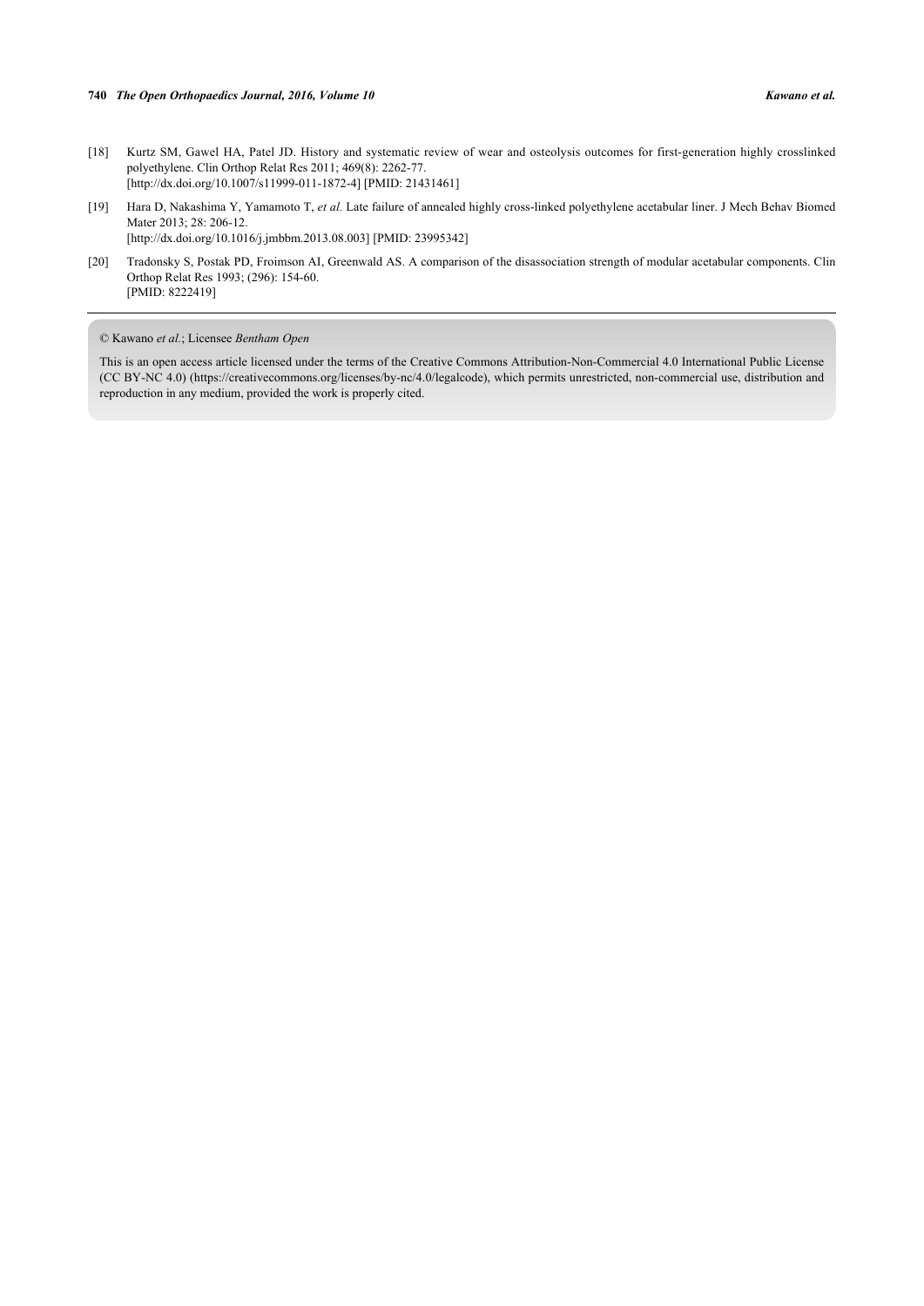[18] Kurtz SM, Gawel HA, Patel JD. History and systematic review of wear and osteolysis outcomes for first-generation highly crosslinked polyethylene. Clin Orthop Relat Res 2011; 469(8): 2262-77.
[http://dx.doi.org/10.1007/s11999-011-1872-4] [PMID: 21431461]

[19] Hara D, Nakashima Y, Yamamoto T, *et al.* Late failure of annealed highly cross-linked polyethylene acetabular liner. J Mech Behav Biomed Mater 2013; 28: 206-12.
[http://dx.doi.org/10.1016/j.jmbbm.2013.08.003] [PMID: 23995342]

[20] Tradonsky S, Postak PD, Froimson AI, Greenwald AS. A comparison of the disassociation strength of modular acetabular components. Clin Orthop Relat Res 1993; (296): 154-60.
[PMID: 8222419]

---

© Kawano *et al.*; Licensee *Bentham Open*

This is an open access article licensed under the terms of the Creative Commons Attribution-Non-Commercial 4.0 International Public License (CC BY-NC 4.0) (https://creativecommons.org/licenses/by-nc/4.0/legalcode), which permits unrestricted, non-commercial use, distribution and reproduction in any medium, provided the work is properly cited.